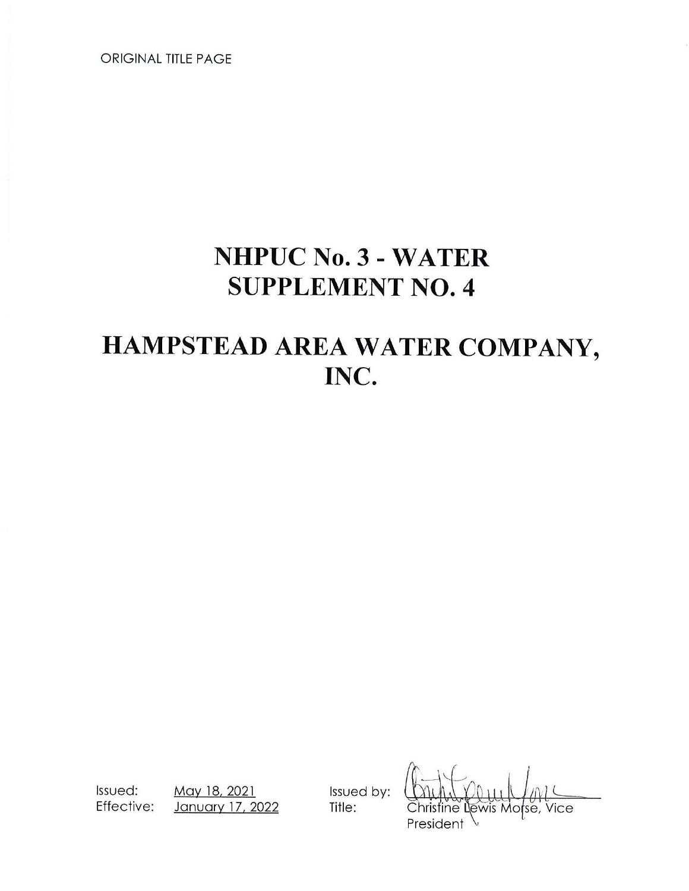ORIGINAL TITLE PAGE

# NHPUC No. 3 - WATER
# SUPPLEMENT NO. 4

# HAMPSTEAD AREA WATER COMPANY, INC.

Issued: May 18, 2021
Effective: January 17, 2022

Issued by: 
Title: Christine Lewis Morse, Vice President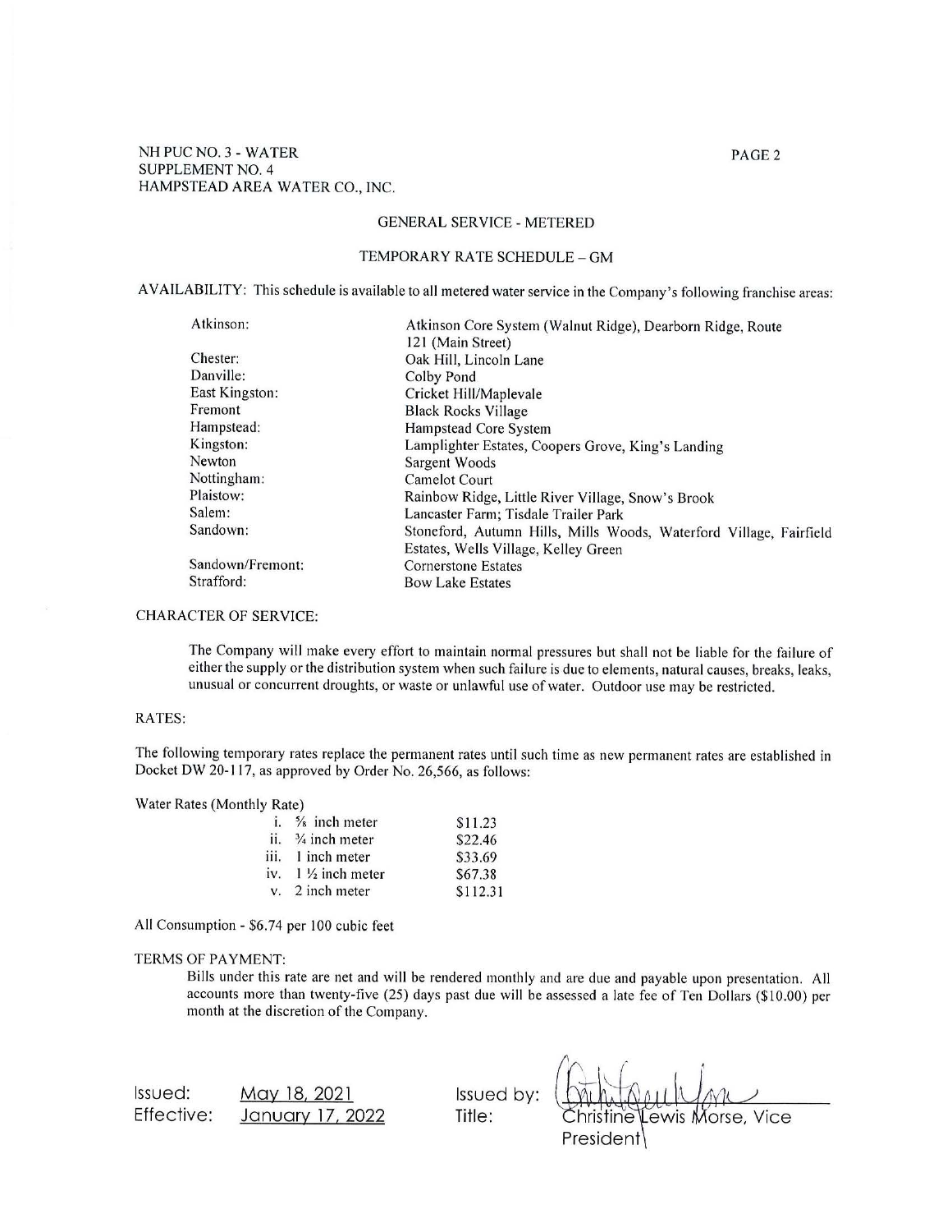NH PUC NO. 3 - WATER
SUPPLEMENT NO. 4
HAMPSTEAD AREA WATER CO., INC.

## GENERAL SERVICE - METERED

### TEMPORARY RATE SCHEDULE – GM

AVAILABILITY: This schedule is available to all metered water service in the Company's following franchise areas:

| | |
|---|---|
| Atkinson: | Atkinson Core System (Walnut Ridge), Dearborn Ridge, Route 121 (Main Street) |
| Chester: | Oak Hill, Lincoln Lane |
| Danville: | Colby Pond |
| East Kingston: | Cricket Hill/Maplevale |
| Fremont | Black Rocks Village |
| Hampstead: | Hampstead Core System |
| Kingston: | Lamplighter Estates, Coopers Grove, King's Landing |
| Newton | Sargent Woods |
| Nottingham: | Camelot Court |
| Plaistow: | Rainbow Ridge, Little River Village, Snow's Brook |
| Salem: | Lancaster Farm; Tisdale Trailer Park |
| Sandown: | Stoneford, Autumn Hills, Mills Woods, Waterford Village, Fairfield Estates, Wells Village, Kelley Green |
| Sandown/Fremont: | Cornerstone Estates |
| Strafford: | Bow Lake Estates |

CHARACTER OF SERVICE:

The Company will make every effort to maintain normal pressures but shall not be liable for the failure of either the supply or the distribution system when such failure is due to elements, natural causes, breaks, leaks, unusual or concurrent droughts, or waste or unlawful use of water. Outdoor use may be restricted.

RATES:

The following temporary rates replace the permanent rates until such time as new permanent rates are established in Docket DW 20-117, as approved by Order No. 26,566, as follows:

Water Rates (Monthly Rate)

| | |
|---|---|
| i. ⅝ inch meter | $11.23 |
| ii. ¾ inch meter | $22.46 |
| iii. 1 inch meter | $33.69 |
| iv. 1 ½ inch meter | $67.38 |
| v. 2 inch meter | $112.31 |

All Consumption - $6.74 per 100 cubic feet

TERMS OF PAYMENT:

Bills under this rate are net and will be rendered monthly and are due and payable upon presentation. All accounts more than twenty-five (25) days past due will be assessed a late fee of Ten Dollars ($10.00) per month at the discretion of the Company.

Issued: May 18, 2021
Effective: January 17, 2022

Issued by: [signature]
Title: Christine Lewis Morse, Vice President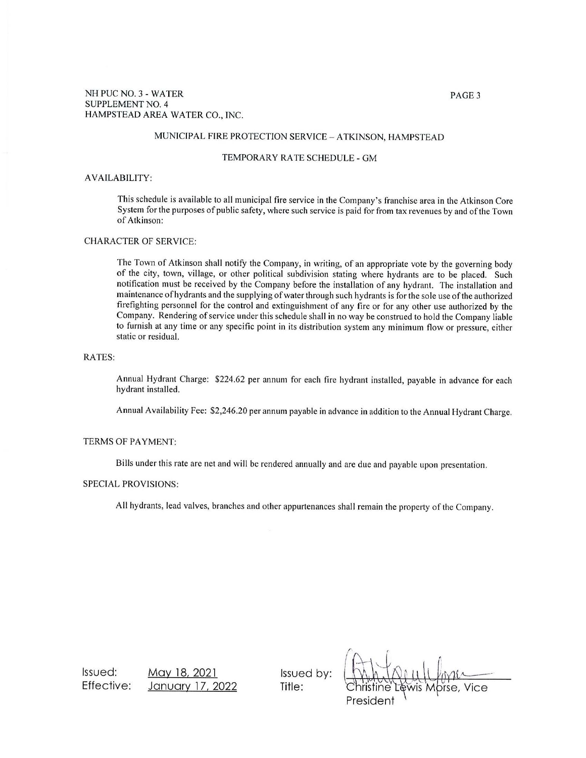NH PUC NO. 3 - WATER
SUPPLEMENT NO. 4
HAMPSTEAD AREA WATER CO., INC.

## MUNICIPAL FIRE PROTECTION SERVICE – ATKINSON, HAMPSTEAD

## TEMPORARY RATE SCHEDULE - GM

AVAILABILITY:

This schedule is available to all municipal fire service in the Company's franchise area in the Atkinson Core System for the purposes of public safety, where such service is paid for from tax revenues by and of the Town of Atkinson:

CHARACTER OF SERVICE:

The Town of Atkinson shall notify the Company, in writing, of an appropriate vote by the governing body of the city, town, village, or other political subdivision stating where hydrants are to be placed. Such notification must be received by the Company before the installation of any hydrant. The installation and maintenance of hydrants and the supplying of water through such hydrants is for the sole use of the authorized firefighting personnel for the control and extinguishment of any fire or for any other use authorized by the Company. Rendering of service under this schedule shall in no way be construed to hold the Company liable to furnish at any time or any specific point in its distribution system any minimum flow or pressure, either static or residual.

RATES:

Annual Hydrant Charge: $224.62 per annum for each fire hydrant installed, payable in advance for each hydrant installed.

Annual Availability Fee: $2,246.20 per annum payable in advance in addition to the Annual Hydrant Charge.

TERMS OF PAYMENT:

Bills under this rate are net and will be rendered annually and are due and payable upon presentation.

SPECIAL PROVISIONS:

All hydrants, lead valves, branches and other appurtenances shall remain the property of the Company.

Issued: May 18, 2021
Effective: January 17, 2022

Issued by: Christine Lewis Morse
Title: Christine Lewis Morse, Vice President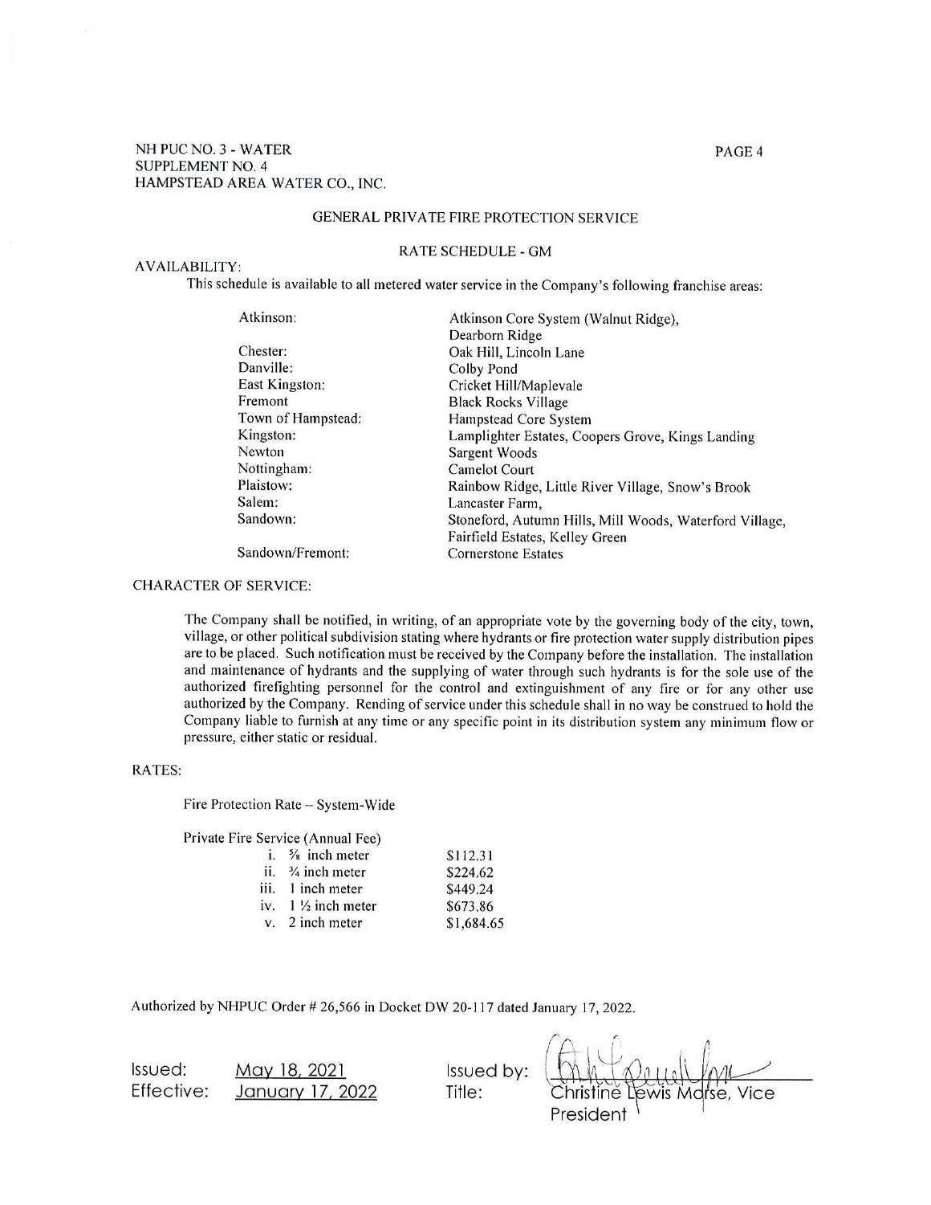NH PUC NO. 3 - WATER
SUPPLEMENT NO. 4
HAMPSTEAD AREA WATER CO., INC.

## GENERAL PRIVATE FIRE PROTECTION SERVICE

### RATE SCHEDULE - GM

AVAILABILITY:

This schedule is available to all metered water service in the Company's following franchise areas:

| | |
|---|---|
| Atkinson: | Atkinson Core System (Walnut Ridge), Dearborn Ridge |
| Chester: | Oak Hill, Lincoln Lane |
| Danville: | Colby Pond |
| East Kingston: | Cricket Hill/Maplevale |
| Fremont | Black Rocks Village |
| Town of Hampstead: | Hampstead Core System |
| Kingston: | Lamplighter Estates, Coopers Grove, Kings Landing |
| Newton | Sargent Woods |
| Nottingham: | Camelot Court |
| Plaistow: | Rainbow Ridge, Little River Village, Snow's Brook |
| Salem: | Lancaster Farm, |
| Sandown: | Stoneford, Autumn Hills, Mill Woods, Waterford Village, Fairfield Estates, Kelley Green |
| Sandown/Fremont: | Cornerstone Estates |

CHARACTER OF SERVICE:

The Company shall be notified, in writing, of an appropriate vote by the governing body of the city, town, village, or other political subdivision stating where hydrants or fire protection water supply distribution pipes are to be placed. Such notification must be received by the Company before the installation. The installation and maintenance of hydrants and the supplying of water through such hydrants is for the sole use of the authorized firefighting personnel for the control and extinguishment of any fire or for any other use authorized by the Company. Rending of service under this schedule shall in no way be construed to hold the Company liable to furnish at any time or any specific point in its distribution system any minimum flow or pressure, either static or residual.

RATES:

Fire Protection Rate – System-Wide

Private Fire Service (Annual Fee)

| | |
|---|---|
| i. ⅝ inch meter | $112.31 |
| ii. ¾ inch meter | $224.62 |
| iii. 1 inch meter | $449.24 |
| iv. 1 ½ inch meter | $673.86 |
| v. 2 inch meter | $1,684.65 |

Authorized by NHPUC Order # 26,566 in Docket DW 20-117 dated January 17, 2022.

Issued: May 18, 2021
Effective: January 17, 2022

Issued by: [signature]
Title: Christine Lewis Morse, Vice President